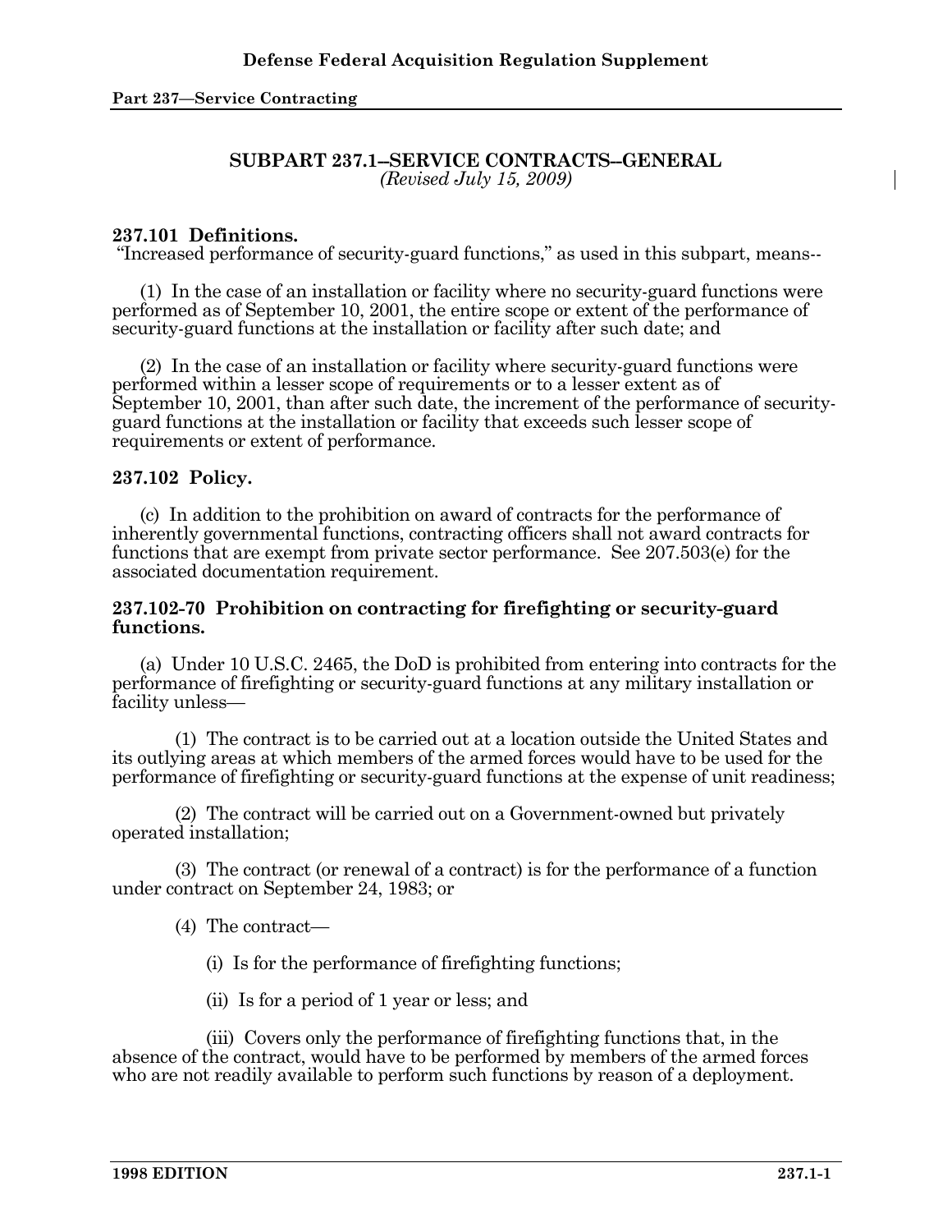## SUBPART 237.1--SERVICE CONTRACTS--GENERAL

*(Revised July 15, 2009)*

### 237.101 Definitions.

"Increased performance of security-guard functions," as used in this subpart, means--

(1) In the case of an installation or facility where no security-guard functions were performed as of September 10, 2001, the entire scope or extent of the performance of security-guard functions at the installation or facility after such date; and

(2) In the case of an installation or facility where security-guard functions were performed within a lesser scope of requirements or to a lesser extent as of September 10, 2001, than after such date, the increment of the performance of security-guard functions at the installation or facility that exceeds such lesser scope of requirements or extent of performance.

### 237.102 Policy.

(c) In addition to the prohibition on award of contracts for the performance of inherently governmental functions, contracting officers shall not award contracts for functions that are exempt from private sector performance. See 207.503(e) for the associated documentation requirement.

### 237.102-70 Prohibition on contracting for firefighting or security-guard functions.

(a) Under 10 U.S.C. 2465, the DoD is prohibited from entering into contracts for the performance of firefighting or security-guard functions at any military installation or facility unless—

(1) The contract is to be carried out at a location outside the United States and its outlying areas at which members of the armed forces would have to be used for the performance of firefighting or security-guard functions at the expense of unit readiness;

(2) The contract will be carried out on a Government-owned but privately operated installation;

(3) The contract (or renewal of a contract) is for the performance of a function under contract on September 24, 1983; or

(4) The contract—

(i) Is for the performance of firefighting functions;

(ii) Is for a period of 1 year or less; and

(iii) Covers only the performance of firefighting functions that, in the absence of the contract, would have to be performed by members of the armed forces who are not readily available to perform such functions by reason of a deployment.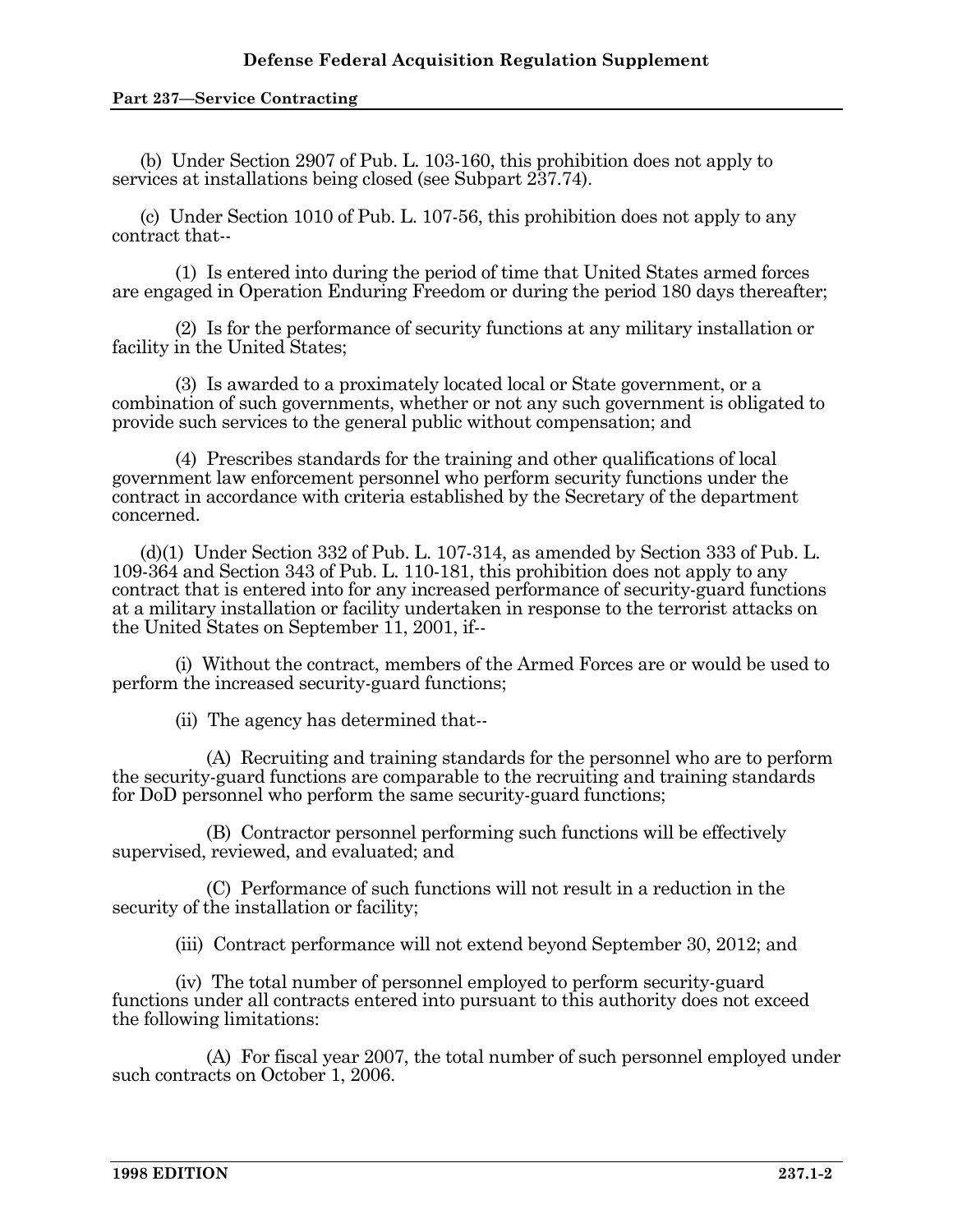(b) Under Section 2907 of Pub. L. 103-160, this prohibition does not apply to services at installations being closed (see Subpart 237.74).

(c) Under Section 1010 of Pub. L. 107-56, this prohibition does not apply to any contract that--

(1) Is entered into during the period of time that United States armed forces are engaged in Operation Enduring Freedom or during the period 180 days thereafter;

(2) Is for the performance of security functions at any military installation or facility in the United States;

(3) Is awarded to a proximately located local or State government, or a combination of such governments, whether or not any such government is obligated to provide such services to the general public without compensation; and

(4) Prescribes standards for the training and other qualifications of local government law enforcement personnel who perform security functions under the contract in accordance with criteria established by the Secretary of the department concerned.

(d)(1) Under Section 332 of Pub. L. 107-314, as amended by Section 333 of Pub. L. 109-364 and Section 343 of Pub. L. 110-181, this prohibition does not apply to any contract that is entered into for any increased performance of security-guard functions at a military installation or facility undertaken in response to the terrorist attacks on the United States on September 11, 2001, if--

(i) Without the contract, members of the Armed Forces are or would be used to perform the increased security-guard functions;

(ii) The agency has determined that--

(A) Recruiting and training standards for the personnel who are to perform the security-guard functions are comparable to the recruiting and training standards for DoD personnel who perform the same security-guard functions;

(B) Contractor personnel performing such functions will be effectively supervised, reviewed, and evaluated; and

(C) Performance of such functions will not result in a reduction in the security of the installation or facility;

(iii) Contract performance will not extend beyond September 30, 2012; and

(iv) The total number of personnel employed to perform security-guard functions under all contracts entered into pursuant to this authority does not exceed the following limitations:

(A) For fiscal year 2007, the total number of such personnel employed under such contracts on October 1, 2006.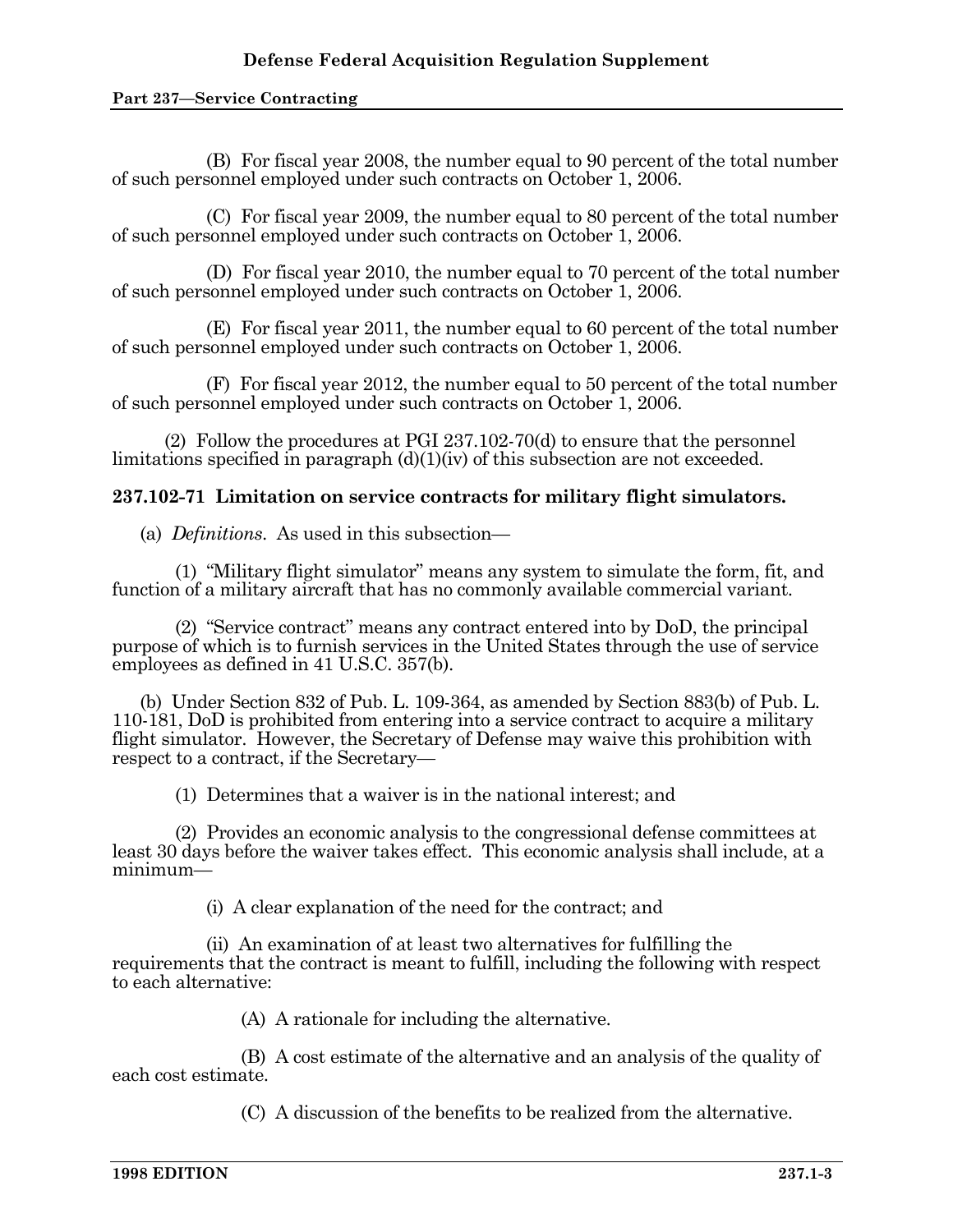(B) For fiscal year 2008, the number equal to 90 percent of the total number of such personnel employed under such contracts on October 1, 2006.

(C) For fiscal year 2009, the number equal to 80 percent of the total number of such personnel employed under such contracts on October 1, 2006.

(D) For fiscal year 2010, the number equal to 70 percent of the total number of such personnel employed under such contracts on October 1, 2006.

(E) For fiscal year 2011, the number equal to 60 percent of the total number of such personnel employed under such contracts on October 1, 2006.

(F) For fiscal year 2012, the number equal to 50 percent of the total number of such personnel employed under such contracts on October 1, 2006.

(2) Follow the procedures at PGI 237.102-70(d) to ensure that the personnel limitations specified in paragraph (d)(1)(iv) of this subsection are not exceeded.

## 237.102-71 Limitation on service contracts for military flight simulators.

(a) *Definitions*. As used in this subsection—

(1) "Military flight simulator" means any system to simulate the form, fit, and function of a military aircraft that has no commonly available commercial variant.

(2) "Service contract" means any contract entered into by DoD, the principal purpose of which is to furnish services in the United States through the use of service employees as defined in 41 U.S.C. 357(b).

(b) Under Section 832 of Pub. L. 109-364, as amended by Section 883(b) of Pub. L. 110-181, DoD is prohibited from entering into a service contract to acquire a military flight simulator. However, the Secretary of Defense may waive this prohibition with respect to a contract, if the Secretary—

(1) Determines that a waiver is in the national interest; and

(2) Provides an economic analysis to the congressional defense committees at least 30 days before the waiver takes effect. This economic analysis shall include, at a minimum—

(i) A clear explanation of the need for the contract; and

(ii) An examination of at least two alternatives for fulfilling the requirements that the contract is meant to fulfill, including the following with respect to each alternative:

(A) A rationale for including the alternative.

(B) A cost estimate of the alternative and an analysis of the quality of each cost estimate.

(C) A discussion of the benefits to be realized from the alternative.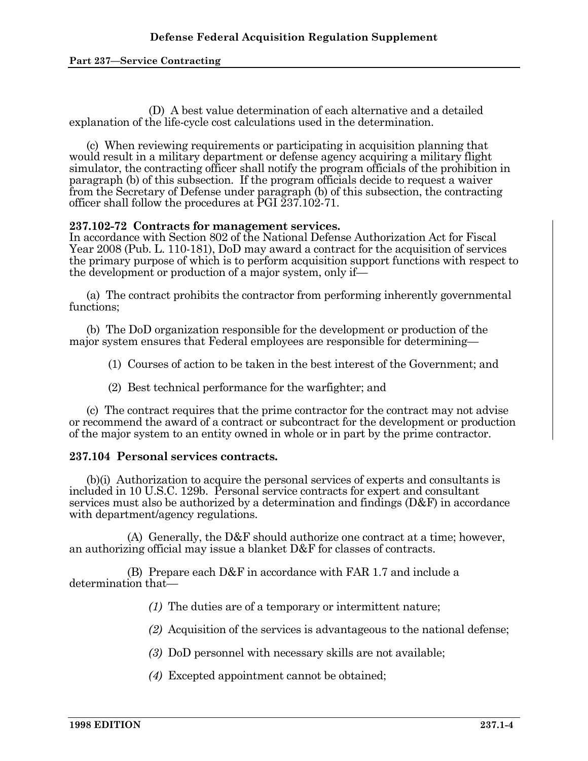(D) A best value determination of each alternative and a detailed explanation of the life-cycle cost calculations used in the determination.

(c) When reviewing requirements or participating in acquisition planning that would result in a military department or defense agency acquiring a military flight simulator, the contracting officer shall notify the program officials of the prohibition in paragraph (b) of this subsection. If the program officials decide to request a waiver from the Secretary of Defense under paragraph (b) of this subsection, the contracting officer shall follow the procedures at PGI 237.102-71.

**237.102-72 Contracts for management services.**

In accordance with Section 802 of the National Defense Authorization Act for Fiscal Year 2008 (Pub. L. 110-181), DoD may award a contract for the acquisition of services the primary purpose of which is to perform acquisition support functions with respect to the development or production of a major system, only if—

(a) The contract prohibits the contractor from performing inherently governmental functions;

(b) The DoD organization responsible for the development or production of the major system ensures that Federal employees are responsible for determining—

(1) Courses of action to be taken in the best interest of the Government; and

(2) Best technical performance for the warfighter; and

(c) The contract requires that the prime contractor for the contract may not advise or recommend the award of a contract or subcontract for the development or production of the major system to an entity owned in whole or in part by the prime contractor.

**237.104 Personal services contracts.**

(b)(i) Authorization to acquire the personal services of experts and consultants is included in 10 U.S.C. 129b. Personal service contracts for expert and consultant services must also be authorized by a determination and findings (D&F) in accordance with department/agency regulations.

(A) Generally, the D&F should authorize one contract at a time; however, an authorizing official may issue a blanket D&F for classes of contracts.

(B) Prepare each D&F in accordance with FAR 1.7 and include a determination that—

*(1)* The duties are of a temporary or intermittent nature;

*(2)* Acquisition of the services is advantageous to the national defense;

*(3)* DoD personnel with necessary skills are not available;

*(4)* Excepted appointment cannot be obtained;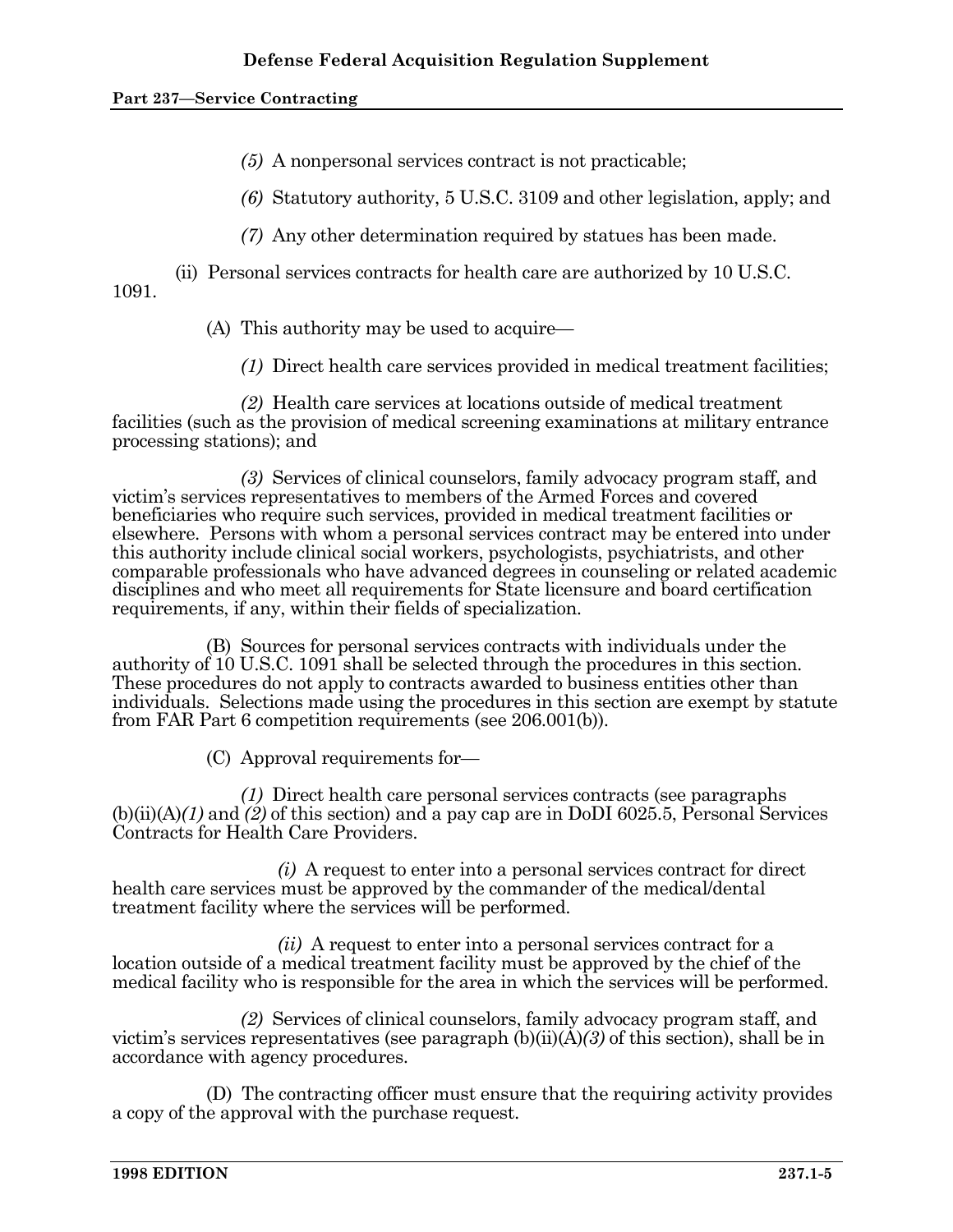*(5)* A nonpersonal services contract is not practicable;

*(6)* Statutory authority, 5 U.S.C. 3109 and other legislation, apply; and

*(7)* Any other determination required by statues has been made.

(ii) Personal services contracts for health care are authorized by 10 U.S.C. 1091.

(A) This authority may be used to acquire—

*(1)* Direct health care services provided in medical treatment facilities;

*(2)* Health care services at locations outside of medical treatment facilities (such as the provision of medical screening examinations at military entrance processing stations); and

*(3)* Services of clinical counselors, family advocacy program staff, and victim's services representatives to members of the Armed Forces and covered beneficiaries who require such services, provided in medical treatment facilities or elsewhere. Persons with whom a personal services contract may be entered into under this authority include clinical social workers, psychologists, psychiatrists, and other comparable professionals who have advanced degrees in counseling or related academic disciplines and who meet all requirements for State licensure and board certification requirements, if any, within their fields of specialization.

(B) Sources for personal services contracts with individuals under the authority of 10 U.S.C. 1091 shall be selected through the procedures in this section. These procedures do not apply to contracts awarded to business entities other than individuals. Selections made using the procedures in this section are exempt by statute from FAR Part 6 competition requirements (see 206.001(b)).

(C) Approval requirements for—

*(1)* Direct health care personal services contracts (see paragraphs (b)(ii)(A)*(1)* and *(2)* of this section) and a pay cap are in DoDI 6025.5, Personal Services Contracts for Health Care Providers.

*(i)* A request to enter into a personal services contract for direct health care services must be approved by the commander of the medical/dental treatment facility where the services will be performed.

*(ii)* A request to enter into a personal services contract for a location outside of a medical treatment facility must be approved by the chief of the medical facility who is responsible for the area in which the services will be performed.

*(2)* Services of clinical counselors, family advocacy program staff, and victim's services representatives (see paragraph (b)(ii)(A)*(3)* of this section), shall be in accordance with agency procedures.

(D) The contracting officer must ensure that the requiring activity provides a copy of the approval with the purchase request.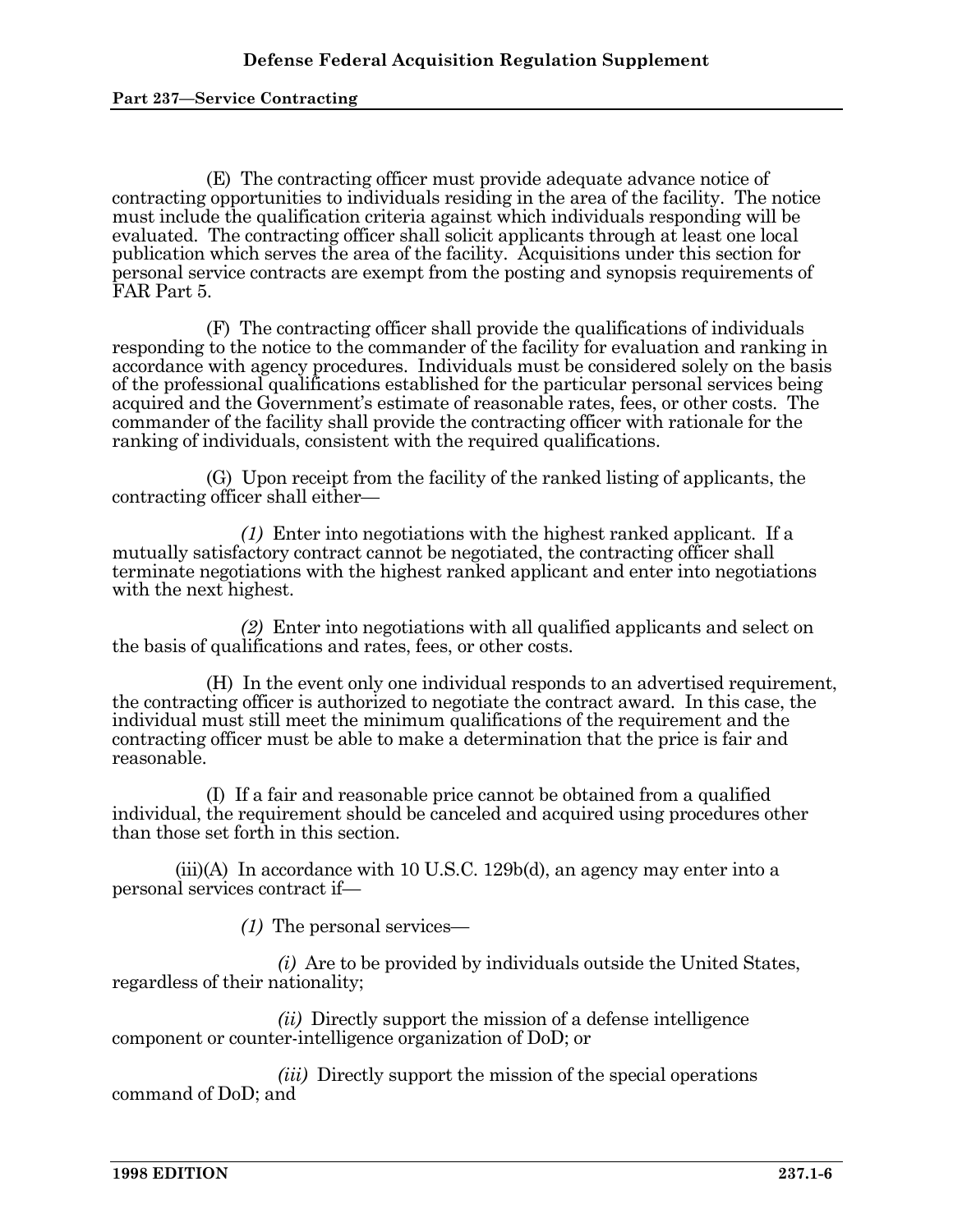(E) The contracting officer must provide adequate advance notice of contracting opportunities to individuals residing in the area of the facility. The notice must include the qualification criteria against which individuals responding will be evaluated. The contracting officer shall solicit applicants through at least one local publication which serves the area of the facility. Acquisitions under this section for personal service contracts are exempt from the posting and synopsis requirements of FAR Part 5.

(F) The contracting officer shall provide the qualifications of individuals responding to the notice to the commander of the facility for evaluation and ranking in accordance with agency procedures. Individuals must be considered solely on the basis of the professional qualifications established for the particular personal services being acquired and the Government's estimate of reasonable rates, fees, or other costs. The commander of the facility shall provide the contracting officer with rationale for the ranking of individuals, consistent with the required qualifications.

(G) Upon receipt from the facility of the ranked listing of applicants, the contracting officer shall either—

*(1)* Enter into negotiations with the highest ranked applicant. If a mutually satisfactory contract cannot be negotiated, the contracting officer shall terminate negotiations with the highest ranked applicant and enter into negotiations with the next highest.

*(2)* Enter into negotiations with all qualified applicants and select on the basis of qualifications and rates, fees, or other costs.

(H) In the event only one individual responds to an advertised requirement, the contracting officer is authorized to negotiate the contract award. In this case, the individual must still meet the minimum qualifications of the requirement and the contracting officer must be able to make a determination that the price is fair and reasonable.

(I) If a fair and reasonable price cannot be obtained from a qualified individual, the requirement should be canceled and acquired using procedures other than those set forth in this section.

(iii)(A) In accordance with 10 U.S.C. 129b(d), an agency may enter into a personal services contract if—

*(1)* The personal services—

*(i)* Are to be provided by individuals outside the United States, regardless of their nationality;

*(ii)* Directly support the mission of a defense intelligence component or counter-intelligence organization of DoD; or

*(iii)* Directly support the mission of the special operations command of DoD; and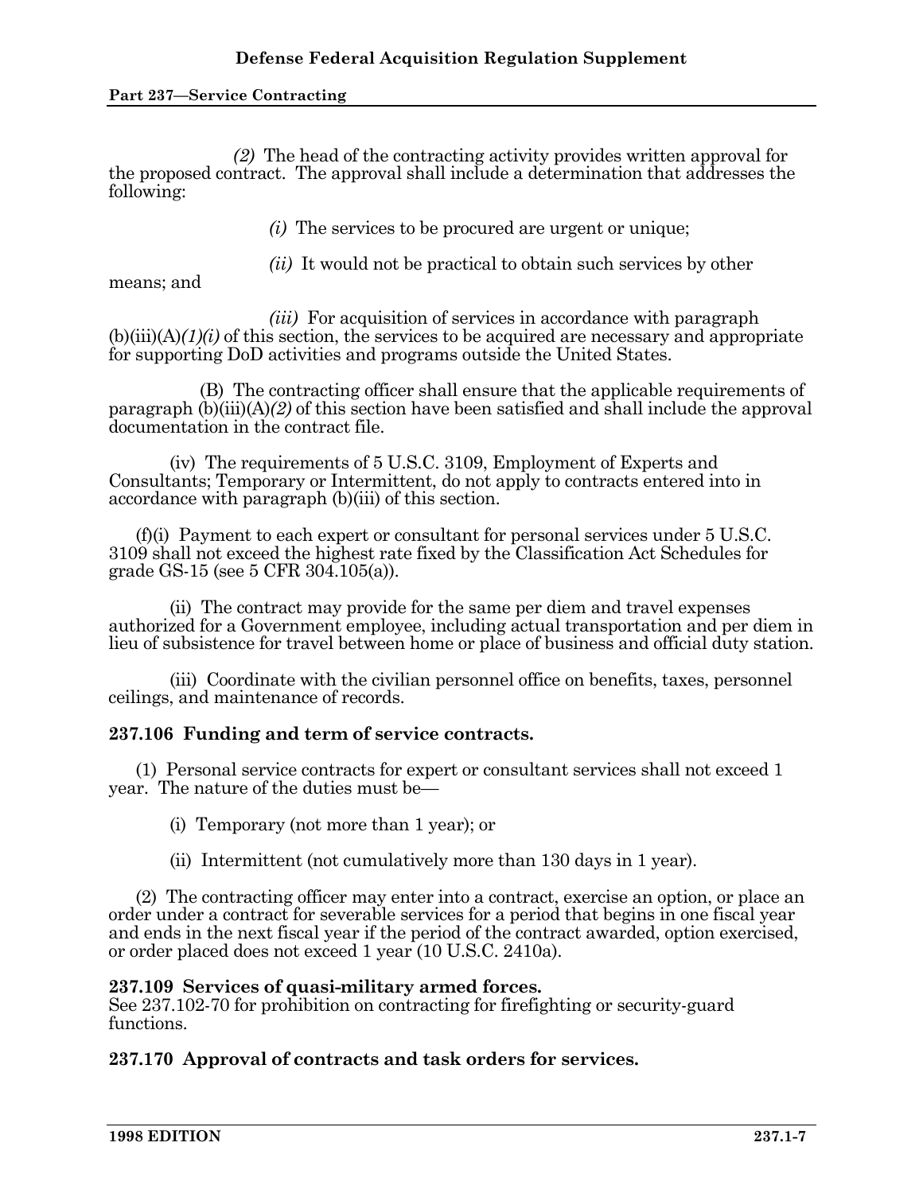*(2)* The head of the contracting activity provides written approval for the proposed contract. The approval shall include a determination that addresses the following:

*(i)* The services to be procured are urgent or unique;

*(ii)* It would not be practical to obtain such services by other means; and

*(iii)* For acquisition of services in accordance with paragraph (b)(iii)(A)*(1)(i)* of this section, the services to be acquired are necessary and appropriate for supporting DoD activities and programs outside the United States.

(B) The contracting officer shall ensure that the applicable requirements of paragraph (b)(iii)(A)*(2)* of this section have been satisfied and shall include the approval documentation in the contract file.

(iv) The requirements of 5 U.S.C. 3109, Employment of Experts and Consultants; Temporary or Intermittent, do not apply to contracts entered into in accordance with paragraph (b)(iii) of this section.

(f)(i) Payment to each expert or consultant for personal services under 5 U.S.C. 3109 shall not exceed the highest rate fixed by the Classification Act Schedules for grade GS-15 (see 5 CFR 304.105(a)).

(ii) The contract may provide for the same per diem and travel expenses authorized for a Government employee, including actual transportation and per diem in lieu of subsistence for travel between home or place of business and official duty station.

(iii) Coordinate with the civilian personnel office on benefits, taxes, personnel ceilings, and maintenance of records.

**237.106 Funding and term of service contracts.**

(1) Personal service contracts for expert or consultant services shall not exceed 1 year. The nature of the duties must be—

(i) Temporary (not more than 1 year); or

(ii) Intermittent (not cumulatively more than 130 days in 1 year).

(2) The contracting officer may enter into a contract, exercise an option, or place an order under a contract for severable services for a period that begins in one fiscal year and ends in the next fiscal year if the period of the contract awarded, option exercised, or order placed does not exceed 1 year (10 U.S.C. 2410a).

**237.109 Services of quasi-military armed forces.**

See 237.102-70 for prohibition on contracting for firefighting or security-guard functions.

**237.170 Approval of contracts and task orders for services.**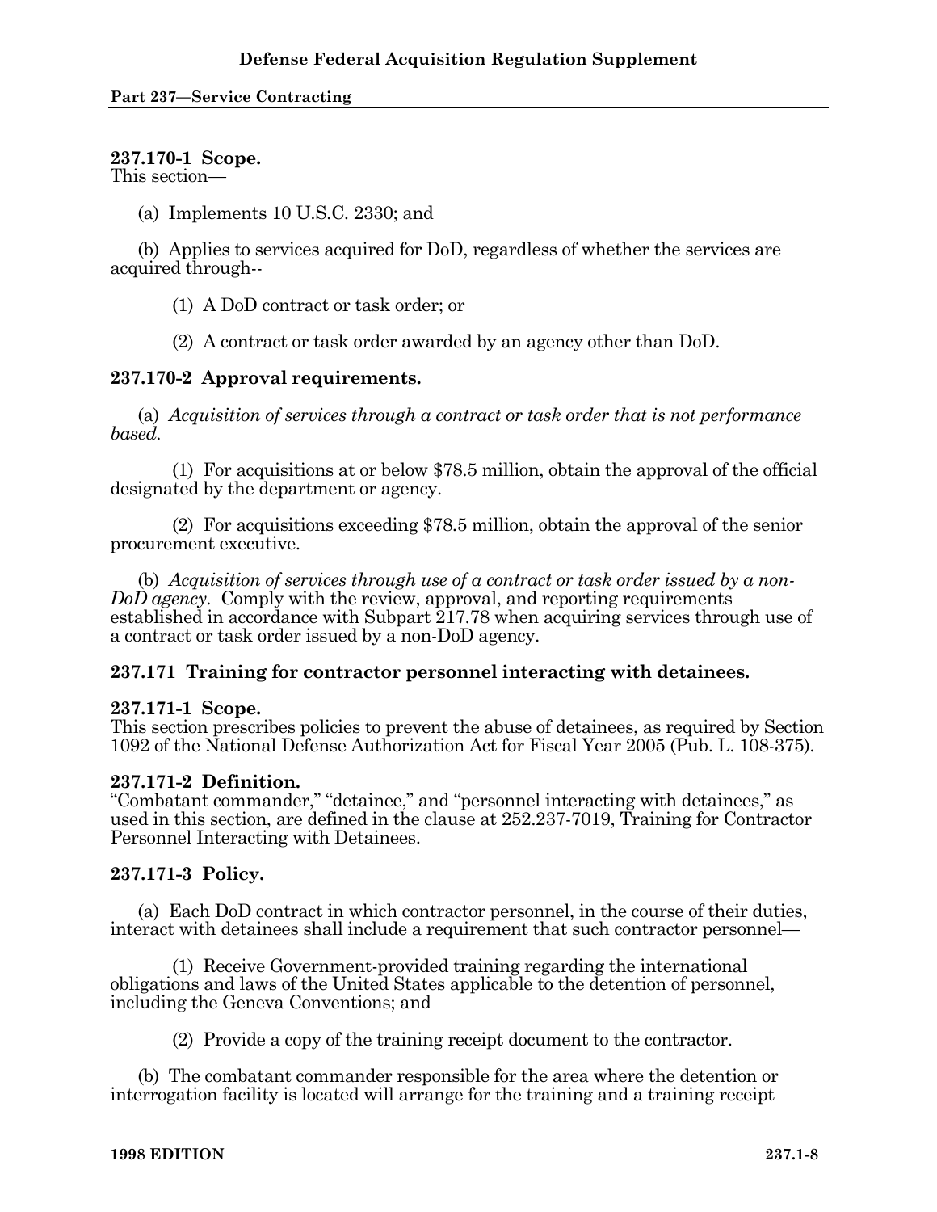**237.170-1 Scope.**
This section—

(a) Implements 10 U.S.C. 2330; and

(b) Applies to services acquired for DoD, regardless of whether the services are acquired through--

(1) A DoD contract or task order; or

(2) A contract or task order awarded by an agency other than DoD.

**237.170-2 Approval requirements.**

(a) *Acquisition of services through a contract or task order that is not performance based.*

(1) For acquisitions at or below $78.5 million, obtain the approval of the official designated by the department or agency.

(2) For acquisitions exceeding $78.5 million, obtain the approval of the senior procurement executive.

(b) *Acquisition of services through use of a contract or task order issued by a non-DoD agency.* Comply with the review, approval, and reporting requirements established in accordance with Subpart 217.78 when acquiring services through use of a contract or task order issued by a non-DoD agency.

**237.171 Training for contractor personnel interacting with detainees.**

**237.171-1 Scope.**
This section prescribes policies to prevent the abuse of detainees, as required by Section 1092 of the National Defense Authorization Act for Fiscal Year 2005 (Pub. L. 108-375).

**237.171-2 Definition.**
"Combatant commander," "detainee," and "personnel interacting with detainees," as used in this section, are defined in the clause at 252.237-7019, Training for Contractor Personnel Interacting with Detainees.

**237.171-3 Policy.**

(a) Each DoD contract in which contractor personnel, in the course of their duties, interact with detainees shall include a requirement that such contractor personnel—

(1) Receive Government-provided training regarding the international obligations and laws of the United States applicable to the detention of personnel, including the Geneva Conventions; and

(2) Provide a copy of the training receipt document to the contractor.

(b) The combatant commander responsible for the area where the detention or interrogation facility is located will arrange for the training and a training receipt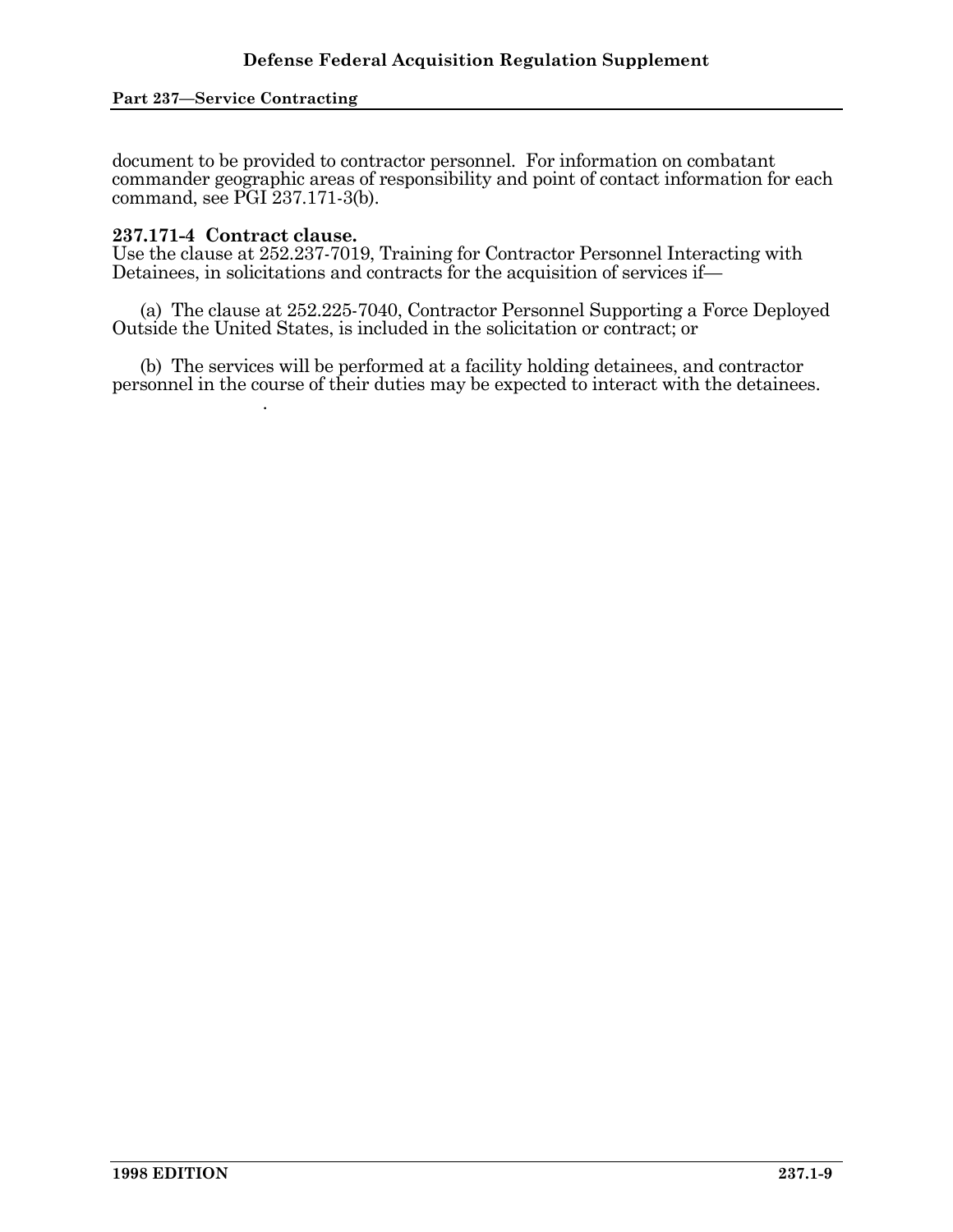document to be provided to contractor personnel. For information on combatant commander geographic areas of responsibility and point of contact information for each command, see PGI 237.171-3(b).

**237.171-4 Contract clause.**

Use the clause at 252.237-7019, Training for Contractor Personnel Interacting with Detainees, in solicitations and contracts for the acquisition of services if—

(a) The clause at 252.225-7040, Contractor Personnel Supporting a Force Deployed Outside the United States, is included in the solicitation or contract; or

(b) The services will be performed at a facility holding detainees, and contractor personnel in the course of their duties may be expected to interact with the detainees.